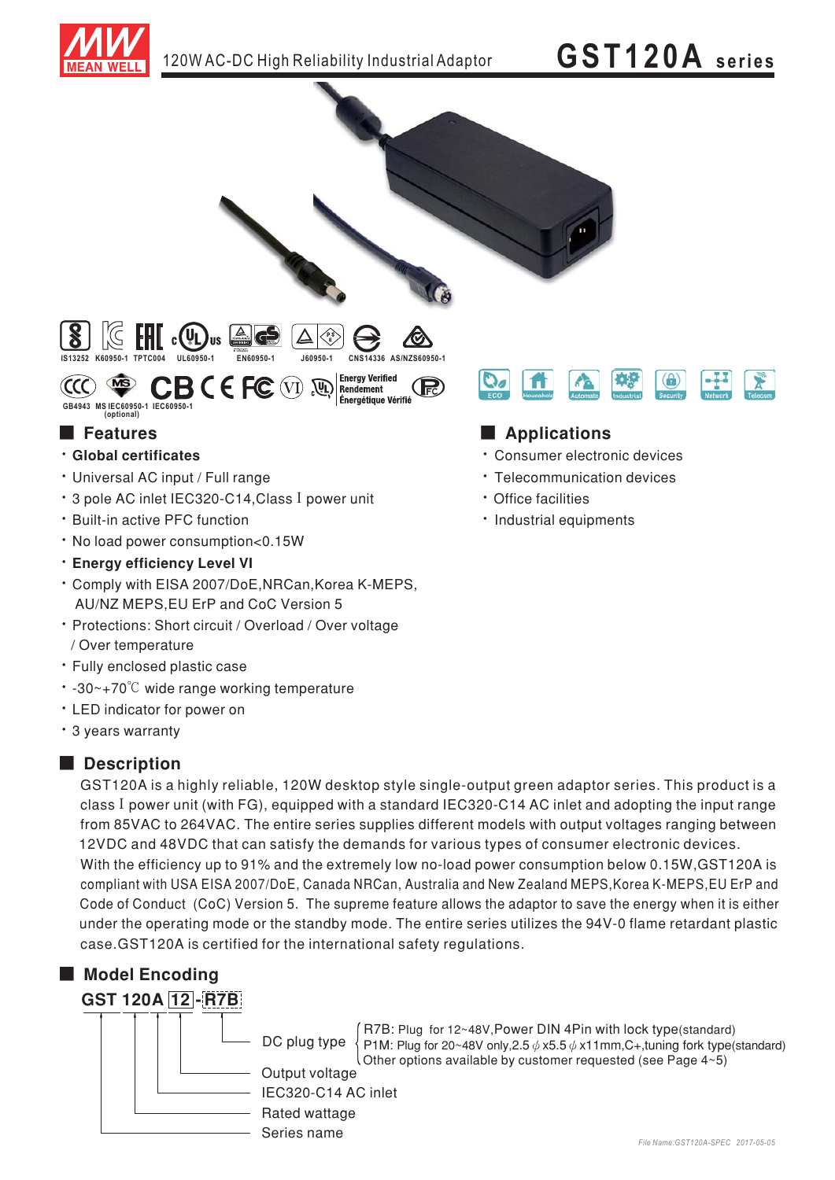120W AC-DC High Reliability Industrial Adaptor

# GST120A series

IS13252 K60950-1 TPTC004 UL60950-1 EN60950-1 J60950-1 CNS14336 AS/NZS60950-1

GB4943 MS IEC60950-1 (optional) IEC60950-1

Energy Verified Rendement Énergétique Vérifié

ECO Household Automate Industrial Security Network Telecom

## Features

- **Global certificates**
- Universal AC input / Full range
- 3 pole AC inlet IEC320-C14,Class I power unit
- Built-in active PFC function
- No load power consumption<0.15W
- **Energy efficiency Level VI**
- Comply with EISA 2007/DoE,NRCan,Korea K-MEPS, AU/NZ MEPS,EU ErP and CoC Version 5
- Protections: Short circuit / Overload / Over voltage / Over temperature
- Fully enclosed plastic case
- -30~+70℃ wide range working temperature
- LED indicator for power on
- 3 years warranty

## Applications

- Consumer electronic devices
- Telecommunication devices
- Office facilities
- Industrial equipments

## Description

GST120A is a highly reliable, 120W desktop style single-output green adaptor series. This product is a class I power unit (with FG), equipped with a standard IEC320-C14 AC inlet and adopting the input range from 85VAC to 264VAC. The entire series supplies different models with output voltages ranging between 12VDC and 48VDC that can satisfy the demands for various types of consumer electronic devices. With the efficiency up to 91% and the extremely low no-load power consumption below 0.15W,GST120A is compliant with USA EISA 2007/DoE, Canada NRCan, Australia and New Zealand MEPS,Korea K-MEPS,EU ErP and Code of Conduct (CoC) Version 5. The supreme feature allows the adaptor to save the energy when it is either under the operating mode or the standby mode. The entire series utilizes the 94V-0 flame retardant plastic case.GST120A is certified for the international safety regulations.

## Model Encoding

**GST 120A 12 - R7B**

- DC plug type:
  - R7B: Plug for 12~48V,Power DIN 4Pin with lock type(standard)
  - P1M: Plug for 20~48V only,2.5 φ x5.5 φ x11mm,C+,tuning fork type(standard)
  - Other options available by customer requested (see Page 4~5)
- Output voltage
- IEC320-C14 AC inlet
- Rated wattage
- Series name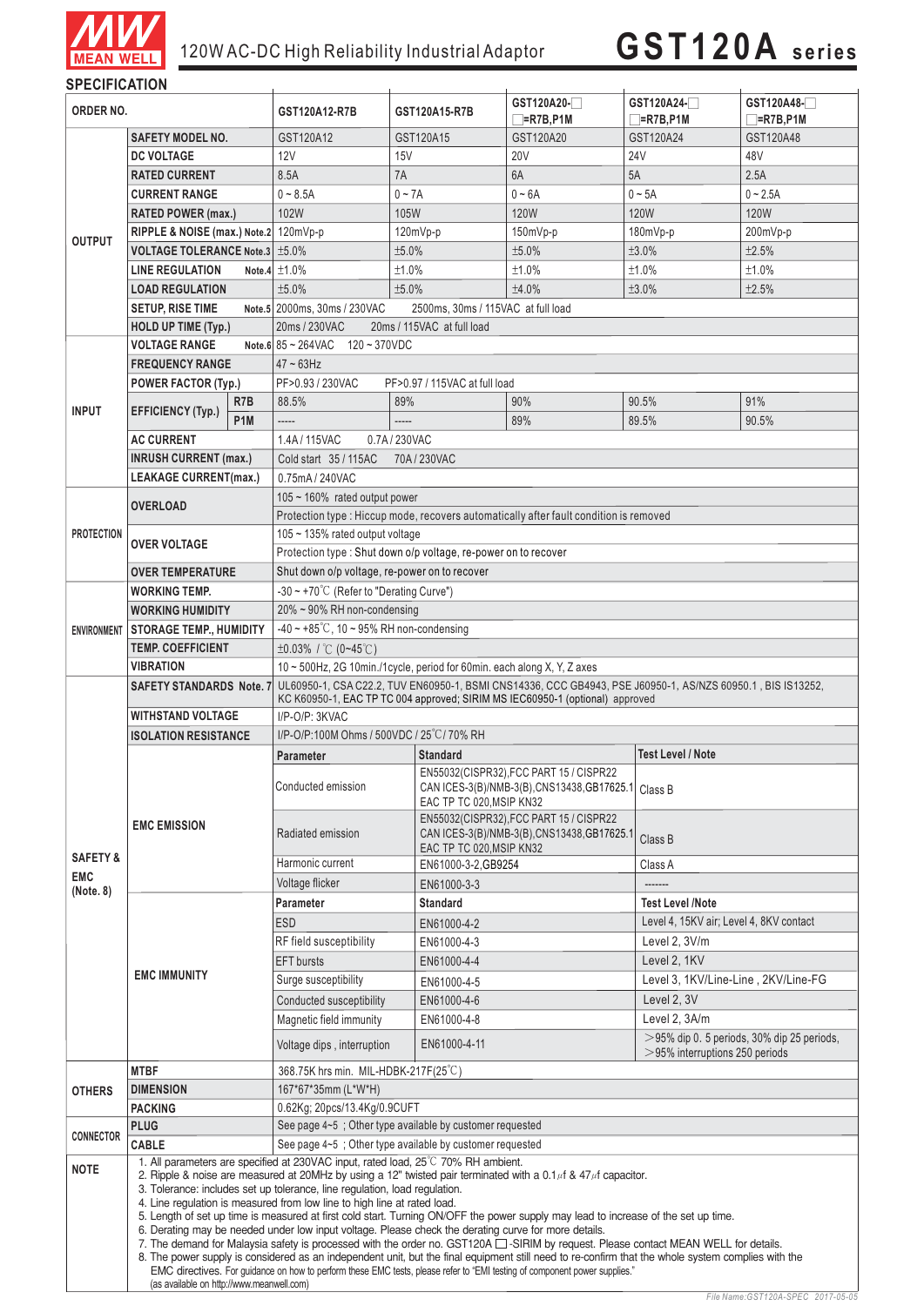# 120W AC-DC High Reliability Industrial Adaptor — GST120A series

## SPECIFICATION

| ORDER NO. | | | GST120A12-R7B | GST120A15-R7B | GST120A20-☐ ☐=R7B,P1M | GST120A24-☐ ☐=R7B,P1M | GST120A48-☐ ☐=R7B,P1M |
|---|---|---|---|---|---|---|---|
| OUTPUT | SAFETY MODEL NO. | | GST120A12 | GST120A15 | GST120A20 | GST120A24 | GST120A48 |
| | DC VOLTAGE | | 12V | 15V | 20V | 24V | 48V |
| | RATED CURRENT | | 8.5A | 7A | 6A | 5A | 2.5A |
| | CURRENT RANGE | | 0 ~ 8.5A | 0 ~ 7A | 0 ~ 6A | 0 ~ 5A | 0 ~ 2.5A |
| | RATED POWER (max.) | | 102W | 105W | 120W | 120W | 120W |
| | RIPPLE & NOISE (max.) Note.2 | | 120mVp-p | 120mVp-p | 150mVp-p | 180mVp-p | 200mVp-p |
| | VOLTAGE TOLERANCE Note.3 | | ±5.0% | ±5.0% | ±5.0% | ±3.0% | ±2.5% |
| | LINE REGULATION Note.4 | | ±1.0% | ±1.0% | ±1.0% | ±1.0% | ±1.0% |
| | LOAD REGULATION | | ±5.0% | ±5.0% | ±4.0% | ±3.0% | ±2.5% |
| | SETUP, RISE TIME Note.5 | | 2000ms, 30ms / 230VAC 2500ms, 30ms / 115VAC at full load | | | | |
| | HOLD UP TIME (Typ.) | | 20ms / 230VAC 20ms / 115VAC at full load | | | | |
| INPUT | VOLTAGE RANGE Note.6 | | 85 ~ 264VAC 120 ~ 370VDC | | | | |
| | FREQUENCY RANGE | | 47 ~ 63Hz | | | | |
| | POWER FACTOR (Typ.) | | PF>0.93 / 230VAC PF>0.97 / 115VAC at full load | | | | |
| | EFFICIENCY (Typ.) | R7B | 88.5% | 89% | 90% | 90.5% | 91% |
| | | P1M | ----- | ----- | 89% | 89.5% | 90.5% |
| | AC CURRENT | | 1.4A / 115VAC 0.7A / 230VAC | | | | |
| | INRUSH CURRENT (max.) | | Cold start 35 / 115AC 70A / 230VAC | | | | |
| | LEAKAGE CURRENT(max.) | | 0.75mA / 240VAC | | | | |
| PROTECTION | OVERLOAD | | 105 ~ 160% rated output power | | | | |
| | | | Protection type : Hiccup mode, recovers automatically after fault condition is removed | | | | |
| | OVER VOLTAGE | | 105 ~ 135% rated output voltage | | | | |
| | | | Protection type : Shut down o/p voltage, re-power on to recover | | | | |
| | OVER TEMPERATURE | | Shut down o/p voltage, re-power on to recover | | | | |
| ENVIRONMENT | WORKING TEMP. | | -30 ~ +70℃ (Refer to "Derating Curve") | | | | |
| | WORKING HUMIDITY | | 20% ~ 90% RH non-condensing | | | | |
| | STORAGE TEMP., HUMIDITY | | -40 ~ +85℃, 10 ~ 95% RH non-condensing | | | | |
| | TEMP. COEFFICIENT | | ±0.03% / ℃ (0~45℃) | | | | |
| | VIBRATION | | 10 ~ 500Hz, 2G 10min./1cycle, period for 60min. each along X, Y, Z axes | | | | |
| SAFETY & EMC (Note. 8) | SAFETY STANDARDS Note. 7 | | UL60950-1, CSA C22.2, TUV EN60950-1, BSMI CNS14336, CCC GB4943, PSE J60950-1, AS/NZS 60950.1 , BIS IS13252, KC K60950-1, EAC TP TC 004 approved; SIRIM MS IEC60950-1 (optional) approved | | | | |
| | WITHSTAND VOLTAGE | | I/P-O/P: 3KVAC | | | | |
| | ISOLATION RESISTANCE | | I/P-O/P:100M Ohms / 500VDC / 25℃/ 70% RH | | | | |
| | EMC EMISSION | | Parameter | Standard | | Test Level / Note | |
| | | | Conducted emission | EN55032(CISPR32),FCC PART 15 / CISPR22 CAN ICES-3(B)/NMB-3(B),CNS13438,GB17625.1 EAC TP TC 020,MSIP KN32 | | Class B | |
| | | | Radiated emission | EN55032(CISPR32),FCC PART 15 / CISPR22 CAN ICES-3(B)/NMB-3(B),CNS13438,GB17625.1 EAC TP TC 020,MSIP KN32 | | Class B | |
| | | | Harmonic current | EN61000-3-2,GB9254 | | Class A | |
| | | | Voltage flicker | EN61000-3-3 | | ------- | |
| | EMC IMMUNITY | | Parameter | Standard | | Test Level /Note | |
| | | | ESD | EN61000-4-2 | | Level 4, 15KV air; Level 4, 8KV contact | |
| | | | RF field susceptibility | EN61000-4-3 | | Level 2, 3V/m | |
| | | | EFT bursts | EN61000-4-4 | | Level 2, 1KV | |
| | | | Surge susceptibility | EN61000-4-5 | | Level 3, 1KV/Line-Line , 2KV/Line-FG | |
| | | | Conducted susceptibility | EN61000-4-6 | | Level 2, 3V | |
| | | | Magnetic field immunity | EN61000-4-8 | | Level 2, 3A/m | |
| | | | Voltage dips , interruption | EN61000-4-11 | | >95% dip 0. 5 periods, 30% dip 25 periods, >95% interruptions 250 periods | |
| OTHERS | MTBF | | 368.75K hrs min. MIL-HDBK-217F(25℃) | | | | |
| | DIMENSION | | 167*67*35mm (L*W*H) | | | | |
| | PACKING | | 0.62Kg; 20pcs/13.4Kg/0.9CUFT | | | | |
| CONNECTOR | PLUG | | See page 4~5 ; Other type available by customer requested | | | | |
| | CABLE | | See page 4~5 ; Other type available by customer requested | | | | |

**NOTE**

1. All parameters are specified at 230VAC input, rated load, 25℃ 70% RH ambient.
2. Ripple & noise are measured at 20MHz by using a 12" twisted pair terminated with a 0.1μf & 47μf capacitor.
3. Tolerance: includes set up tolerance, line regulation, load regulation.
4. Line regulation is measured from low line to high line at rated load.
5. Length of set up time is measured at first cold start. Turning ON/OFF the power supply may lead to increase of the set up time.
6. Derating may be needed under low input voltage. Please check the derating curve for more details.
7. The demand for Malaysia safety is processed with the order no. GST120A ☐ -SIRIM by request. Please contact MEAN WELL for details.
8. The power supply is considered as an independent unit, but the final equipment still need to re-confirm that the whole system complies with the EMC directives. For guidance on how to perform these EMC tests, please refer to "EMI testing of component power supplies." (as available on http://www.meanwell.com)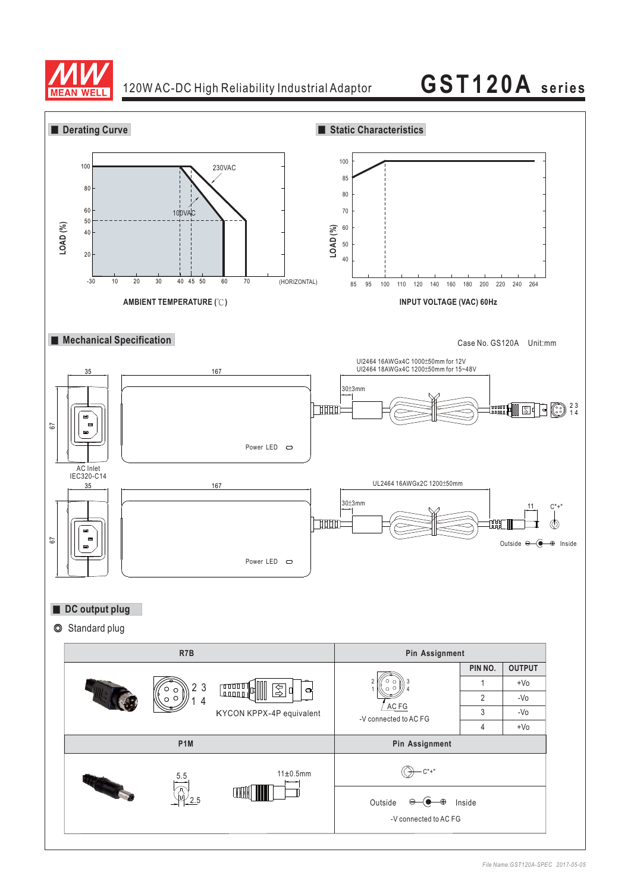# 120W AC-DC High Reliability Industrial Adaptor — GST120A series

## Derating Curve

LOAD (%)

100, 80, 60, 50, 40, 20

230VAC

100VAC

-30, 10, 20, 30, 40, 45, 50, 60, 70 (HORIZONTAL)

AMBIENT TEMPERATURE (℃)

## Static Characteristics

LOAD (%)

100, 85, 80, 70, 60, 50, 40

85, 95, 100, 110, 120, 140, 160, 180, 200, 220, 240, 264

INPUT VOLTAGE (VAC) 60Hz

## Mechanical Specification

Case No. GS120A Unit:mm

UI2464 16AWGx4C 1000±50mm for 12V
UI2464 18AWGx4C 1200±50mm for 15~48V

35

167

67

30±3mm

2 3
1 4

Power LED

AC Inlet
IEC320-C14

35

167

67

UL2464 16AWGx2C 1200±50mm

30±3mm

11

C"+"

Outside ⊖—◉—⊕ Inside

Power LED

## DC output plug

◎ Standard plug

| R7B | Pin Assignment | | |
|---|---|---|---|
| 2 3<br>1 4<br>KYCON KPPX-4P equivalent | AC FG<br>-V connected to AC FG | PIN NO. | OUTPUT |
| | | 1 | +Vo |
| | | 2 | -Vo |
| | | 3 | -Vo |
| | | 4 | +Vo |

| P1M | Pin Assignment |
|---|---|
| 5.5<br>2.5<br>11±0.5mm | C"+"<br>Outside ⊖—◉—⊕ Inside<br>-V connected to AC FG |

File Name:GST120A-SPEC 2017-05-05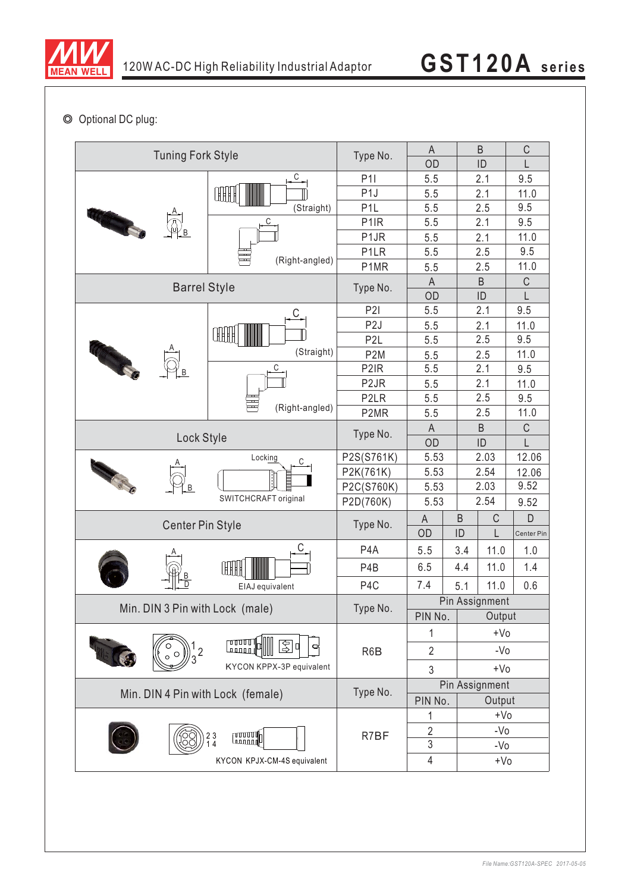◎ Optional DC plug:

| Tuning Fork Style | Type No. | A<br>OD | B<br>ID | C<br>L |
|---|---|---|---|---|
| (Straight) | P1I | 5.5 | 2.1 | 9.5 |
| | P1J | 5.5 | 2.1 | 11.0 |
| | P1L | 5.5 | 2.5 | 9.5 |
| (Right-angled) | P1IR | 5.5 | 2.1 | 9.5 |
| | P1JR | 5.5 | 2.1 | 11.0 |
| | P1LR | 5.5 | 2.5 | 9.5 |
| | P1MR | 5.5 | 2.5 | 11.0 |

| Barrel Style | Type No. | A<br>OD | B<br>ID | C<br>L |
|---|---|---|---|---|
| (Straight) | P2I | 5.5 | 2.1 | 9.5 |
| | P2J | 5.5 | 2.1 | 11.0 |
| | P2L | 5.5 | 2.5 | 9.5 |
| | P2M | 5.5 | 2.5 | 11.0 |
| (Right-angled) | P2IR | 5.5 | 2.1 | 9.5 |
| | P2JR | 5.5 | 2.1 | 11.0 |
| | P2LR | 5.5 | 2.5 | 9.5 |
| | P2MR | 5.5 | 2.5 | 11.0 |

| Lock Style | Type No. | A<br>OD | B<br>ID | C<br>L |
|---|---|---|---|---|
| Locking<br>SWITCHCRAFT original | P2S(S761K) | 5.53 | 2.03 | 12.06 |
| | P2K(761K) | 5.53 | 2.54 | 12.06 |
| | P2C(S760K) | 5.53 | 2.03 | 9.52 |
| | P2D(760K) | 5.53 | 2.54 | 9.52 |

| Center Pin Style | Type No. | A<br>OD | B<br>ID | C<br>L | D<br>Center Pin |
|---|---|---|---|---|---|
| EIAJ equivalent | P4A | 5.5 | 3.4 | 11.0 | 1.0 |
| | P4B | 6.5 | 4.4 | 11.0 | 1.4 |
| | P4C | 7.4 | 5.1 | 11.0 | 0.6 |

| Min. DIN 3 Pin with Lock (male) | Type No. | Pin Assignment<br>PIN No. | Output |
|---|---|---|---|
| KYCON KPPX-3P equivalent | R6B | 1 | +Vo |
| | | 2 | -Vo |
| | | 3 | +Vo |

| Min. DIN 4 Pin with Lock (female) | Type No. | Pin Assignment<br>PIN No. | Output |
|---|---|---|---|
| KYCON KPJX-CM-4S equivalent | R7BF | 1 | +Vo |
| | | 2 | -Vo |
| | | 3 | -Vo |
| | | 4 | +Vo |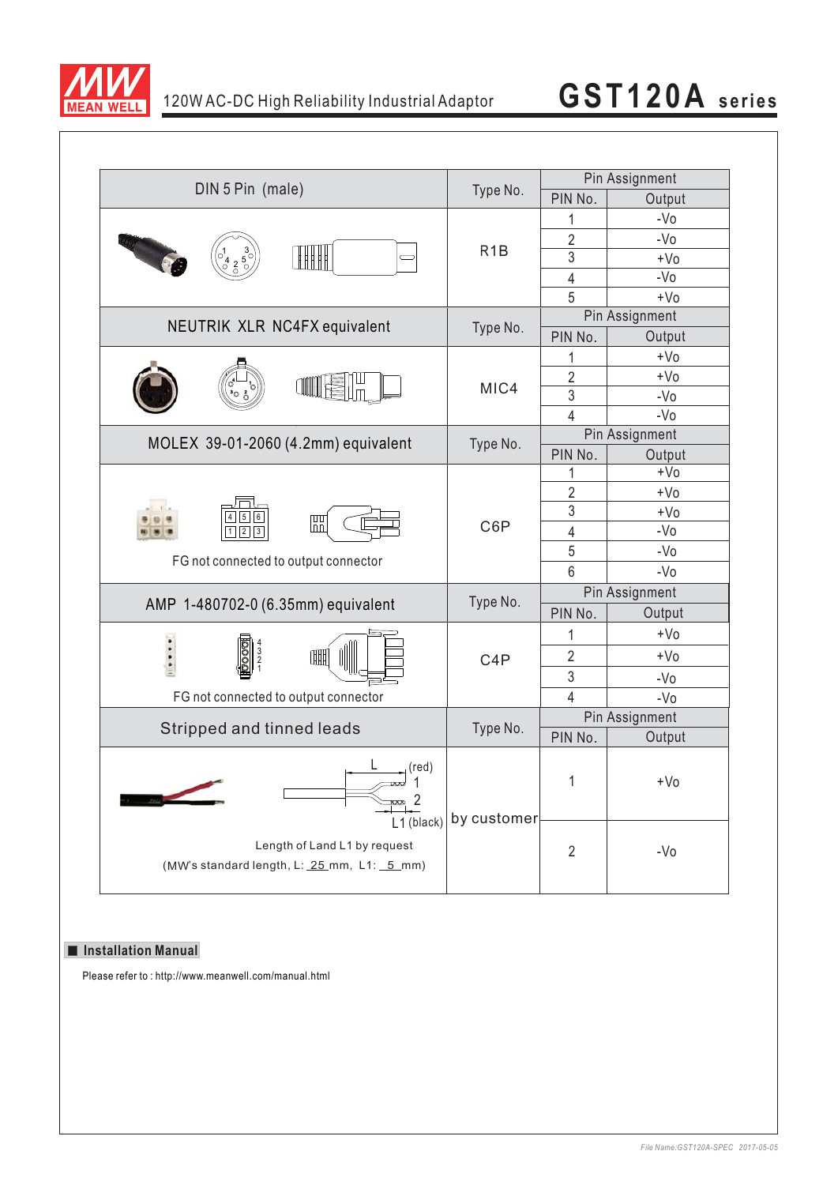| DIN 5 Pin (male) | Type No. | Pin Assignment | |
|---|---|---|---|
| | | PIN No. | Output |
| | R1B | 1 | -Vo |
| | | 2 | -Vo |
| | | 3 | +Vo |
| | | 4 | -Vo |
| | | 5 | +Vo |

| NEUTRIK XLR NC4FX equivalent | Type No. | Pin Assignment | |
|---|---|---|---|
| | | PIN No. | Output |
| | MIC4 | 1 | +Vo |
| | | 2 | +Vo |
| | | 3 | -Vo |
| | | 4 | -Vo |

| MOLEX 39-01-2060 (4.2mm) equivalent | Type No. | Pin Assignment | |
|---|---|---|---|
| | | PIN No. | Output |
| FG not connected to output connector | C6P | 1 | +Vo |
| | | 2 | +Vo |
| | | 3 | +Vo |
| | | 4 | -Vo |
| | | 5 | -Vo |
| | | 6 | -Vo |

| AMP 1-480702-0 (6.35mm) equivalent | Type No. | Pin Assignment | |
|---|---|---|---|
| | | PIN No. | Output |
| FG not connected to output connector | C4P | 1 | +Vo |
| | | 2 | +Vo |
| | | 3 | -Vo |
| | | 4 | -Vo |

| Stripped and tinned leads | Type No. | Pin Assignment | |
|---|---|---|---|
| | | PIN No. | Output |
| L (red) 1, 2, L1 (black)<br>Length of L and L1 by request<br>(MW's standard length, L: 25 mm, L1: 5 mm) | by customer | 1 | +Vo |
| | | 2 | -Vo |

## Installation Manual

Please refer to : http://www.meanwell.com/manual.html